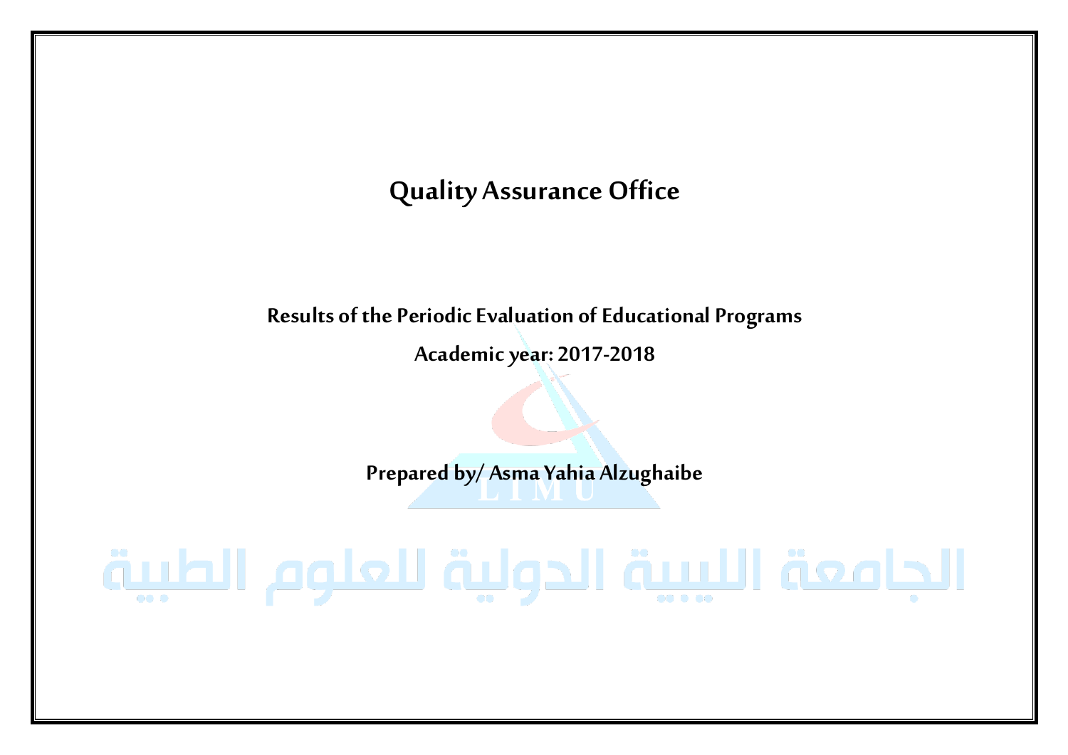# Quality Assurance Office

## Results of the Periodic Evaluation of Educational Programs

**Academic year: 2017-2018**

**Prepared by/ Asma Yahia Alzughaibe**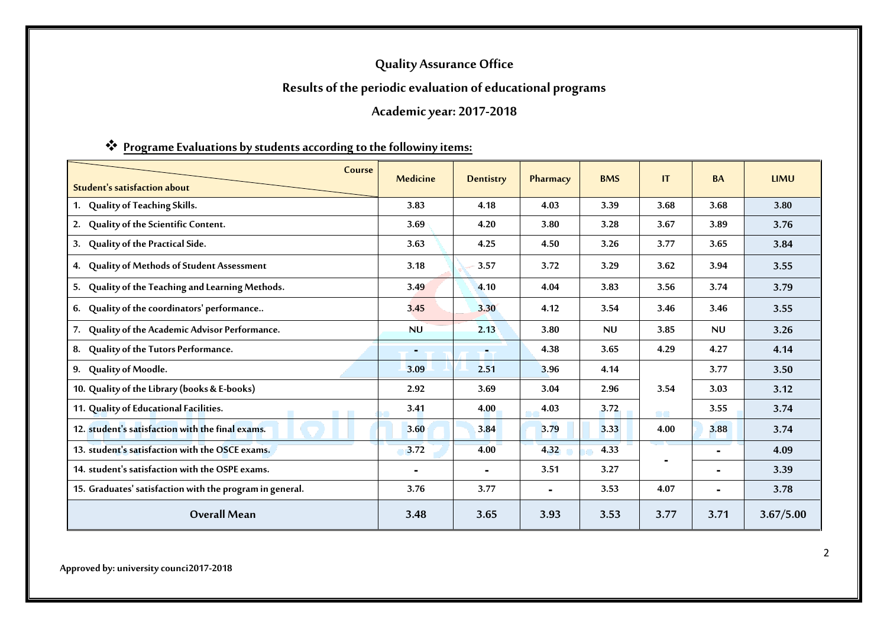# Quality Assurance Office

## Results of the periodic evaluation of educational programs

## Academic year: 2017-2018

❖ **Programe Evaluations by students according to the followiny items:**

| Student's satisfaction about / Course | Medicine | Dentistry | Pharmacy | BMS | IT | BA | LIMU |
|---|---|---|---|---|---|---|---|
| 1. Quality of Teaching Skills. | 3.83 | 4.18 | 4.03 | 3.39 | 3.68 | 3.68 | 3.80 |
| 2. Quality of the Scientific Content. | 3.69 | 4.20 | 3.80 | 3.28 | 3.67 | 3.89 | 3.76 |
| 3. Quality of the Practical Side. | 3.63 | 4.25 | 4.50 | 3.26 | 3.77 | 3.65 | 3.84 |
| 4. Quality of Methods of Student Assessment | 3.18 | 3.57 | 3.72 | 3.29 | 3.62 | 3.94 | 3.55 |
| 5. Quality of the Teaching and Learning Methods. | 3.49 | 4.10 | 4.04 | 3.83 | 3.56 | 3.74 | 3.79 |
| 6. Quality of the coordinators' performance.. | 3.45 | 3.30 | 4.12 | 3.54 | 3.46 | 3.46 | 3.55 |
| 7. Quality of the Academic Advisor Performance. | NU | 2.13 | 3.80 | NU | 3.85 | NU | 3.26 |
| 8. Quality of the Tutors Performance. | - | - | 4.38 | 3.65 | 4.29 | 4.27 | 4.14 |
| 9. Quality of Moodle. | 3.09 | 2.51 | 3.96 | 4.14 | | 3.77 | 3.50 |
| 10. Quality of the Library (books & E-books) | 2.92 | 3.69 | 3.04 | 2.96 | 3.54 | 3.03 | 3.12 |
| 11. Quality of Educational Facilities. | 3.41 | 4.00 | 4.03 | 3.72 | | 3.55 | 3.74 |
| 12. student's satisfaction with the final exams. | 3.60 | 3.84 | 3.79 | 3.33 | 4.00 | 3.88 | 3.74 |
| 13. student's satisfaction with the OSCE exams. | 3.72 | 4.00 | 4.32 | 4.33 | - | - | 4.09 |
| 14. student's satisfaction with the OSPE exams. | - | - | 3.51 | 3.27 | | - | 3.39 |
| 15. Graduates' satisfaction with the program in general. | 3.76 | 3.77 | - | 3.53 | 4.07 | - | 3.78 |
| **Overall Mean** | **3.48** | **3.65** | **3.93** | **3.53** | **3.77** | **3.71** | **3.67/5.00** |

**Approved by: university counci2017-2018**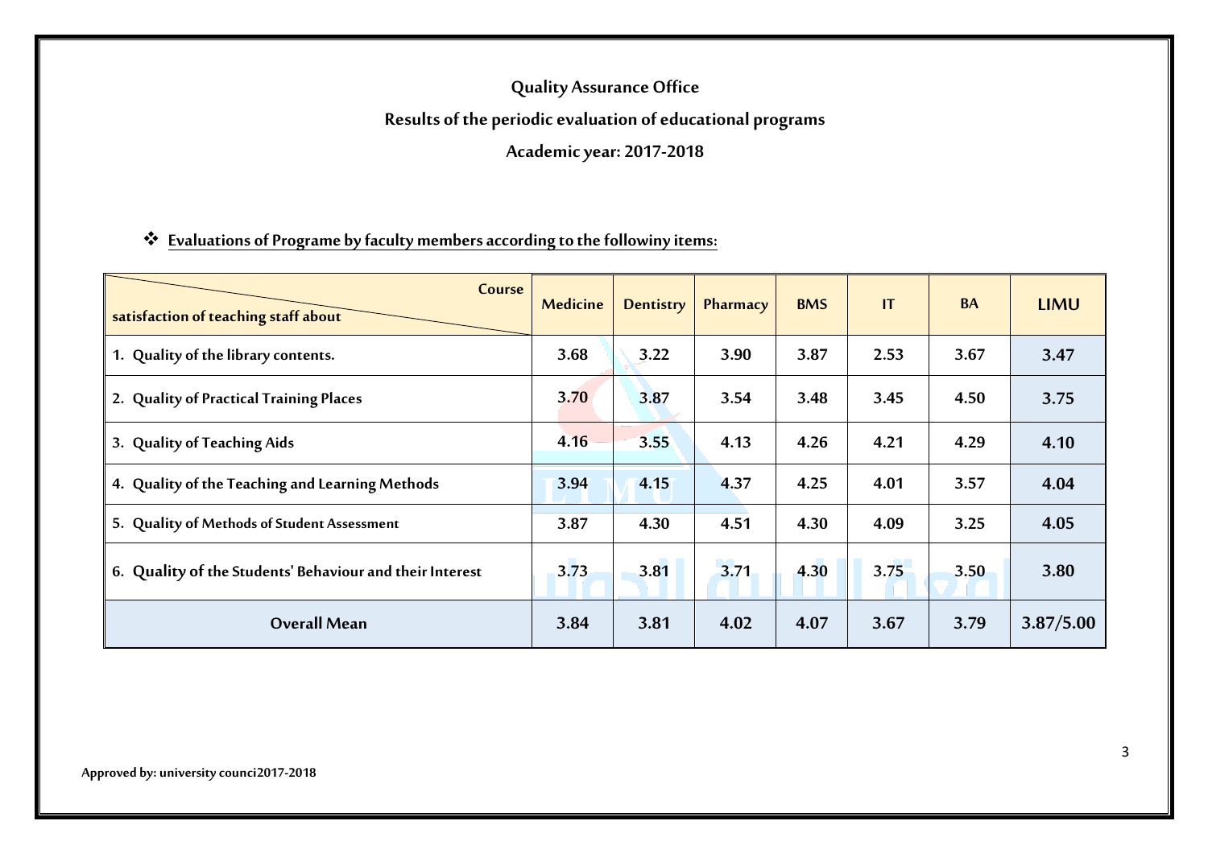**Quality Assurance Office**

**Results of the periodic evaluation of educational programs**

**Academic year: 2017-2018**

❖ **Evaluations of Programe by faculty members according to the followiny items:**

| Course / satisfaction of teaching staff about | Medicine | Dentistry | Pharmacy | BMS | IT | BA | LIMU |
|---|---|---|---|---|---|---|---|
| 1. Quality of the library contents. | 3.68 | 3.22 | 3.90 | 3.87 | 2.53 | 3.67 | 3.47 |
| 2. Quality of Practical Training Places | 3.70 | 3.87 | 3.54 | 3.48 | 3.45 | 4.50 | 3.75 |
| 3. Quality of Teaching Aids | 4.16 | 3.55 | 4.13 | 4.26 | 4.21 | 4.29 | 4.10 |
| 4. Quality of the Teaching and Learning Methods | 3.94 | 4.15 | 4.37 | 4.25 | 4.01 | 3.57 | 4.04 |
| 5. Quality of Methods of Student Assessment | 3.87 | 4.30 | 4.51 | 4.30 | 4.09 | 3.25 | 4.05 |
| 6. Quality of the Students' Behaviour and their Interest | 3.73 | 3.81 | 3.71 | 4.30 | 3.75 | 3.50 | 3.80 |
| **Overall Mean** | 3.84 | 3.81 | 4.02 | 4.07 | 3.67 | 3.79 | 3.87/5.00 |

**Approved by: university counci2017-2018**